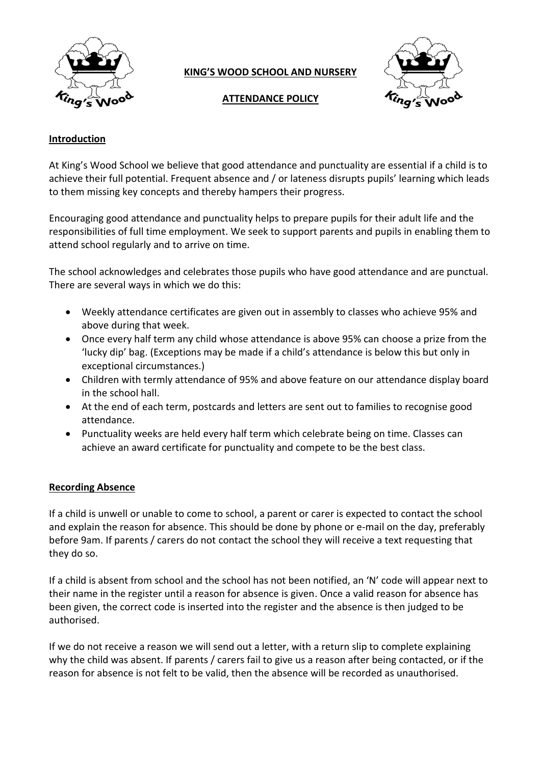# KING'S WOOD SCHOOL AND NURSERY

## ATTENDANCE POLICY

### Introduction

At King's Wood School we believe that good attendance and punctuality are essential if a child is to achieve their full potential. Frequent absence and / or lateness disrupts pupils' learning which leads to them missing key concepts and thereby hampers their progress.

Encouraging good attendance and punctuality helps to prepare pupils for their adult life and the responsibilities of full time employment. We seek to support parents and pupils in enabling them to attend school regularly and to arrive on time.

The school acknowledges and celebrates those pupils who have good attendance and are punctual. There are several ways in which we do this:

- Weekly attendance certificates are given out in assembly to classes who achieve 95% and above during that week.
- Once every half term any child whose attendance is above 95% can choose a prize from the 'lucky dip' bag. (Exceptions may be made if a child's attendance is below this but only in exceptional circumstances.)
- Children with termly attendance of 95% and above feature on our attendance display board in the school hall.
- At the end of each term, postcards and letters are sent out to families to recognise good attendance.
- Punctuality weeks are held every half term which celebrate being on time. Classes can achieve an award certificate for punctuality and compete to be the best class.

### Recording Absence

If a child is unwell or unable to come to school, a parent or carer is expected to contact the school and explain the reason for absence. This should be done by phone or e-mail on the day, preferably before 9am. If parents / carers do not contact the school they will receive a text requesting that they do so.

If a child is absent from school and the school has not been notified, an 'N' code will appear next to their name in the register until a reason for absence is given. Once a valid reason for absence has been given, the correct code is inserted into the register and the absence is then judged to be authorised.

If we do not receive a reason we will send out a letter, with a return slip to complete explaining why the child was absent. If parents / carers fail to give us a reason after being contacted, or if the reason for absence is not felt to be valid, then the absence will be recorded as unauthorised.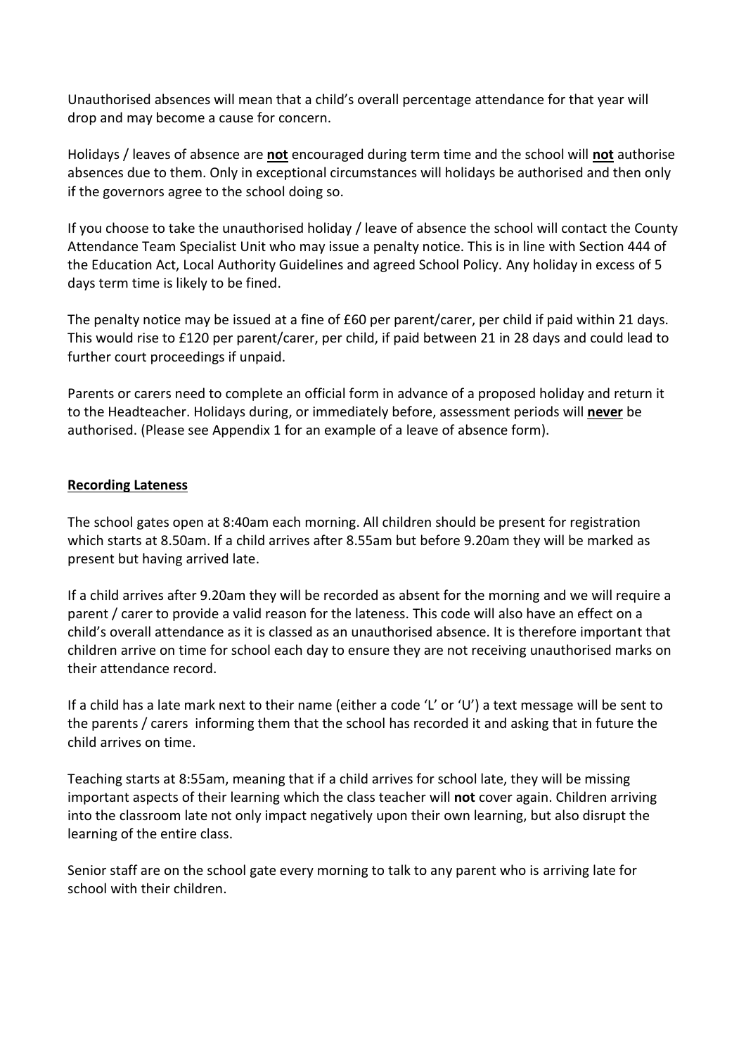Unauthorised absences will mean that a child's overall percentage attendance for that year will drop and may become a cause for concern.

Holidays / leaves of absence are **not** encouraged during term time and the school will **not** authorise absences due to them. Only in exceptional circumstances will holidays be authorised and then only if the governors agree to the school doing so.

If you choose to take the unauthorised holiday / leave of absence the school will contact the County Attendance Team Specialist Unit who may issue a penalty notice. This is in line with Section 444 of the Education Act, Local Authority Guidelines and agreed School Policy. Any holiday in excess of 5 days term time is likely to be fined.

The penalty notice may be issued at a fine of £60 per parent/carer, per child if paid within 21 days. This would rise to £120 per parent/carer, per child, if paid between 21 in 28 days and could lead to further court proceedings if unpaid.

Parents or carers need to complete an official form in advance of a proposed holiday and return it to the Headteacher. Holidays during, or immediately before, assessment periods will **never** be authorised. (Please see Appendix 1 for an example of a leave of absence form).

## Recording Lateness

The school gates open at 8:40am each morning. All children should be present for registration which starts at 8.50am. If a child arrives after 8.55am but before 9.20am they will be marked as present but having arrived late.

If a child arrives after 9.20am they will be recorded as absent for the morning and we will require a parent / carer to provide a valid reason for the lateness. This code will also have an effect on a child's overall attendance as it is classed as an unauthorised absence. It is therefore important that children arrive on time for school each day to ensure they are not receiving unauthorised marks on their attendance record.

If a child has a late mark next to their name (either a code 'L' or 'U') a text message will be sent to the parents / carers informing them that the school has recorded it and asking that in future the child arrives on time.

Teaching starts at 8:55am, meaning that if a child arrives for school late, they will be missing important aspects of their learning which the class teacher will **not** cover again. Children arriving into the classroom late not only impact negatively upon their own learning, but also disrupt the learning of the entire class.

Senior staff are on the school gate every morning to talk to any parent who is arriving late for school with their children.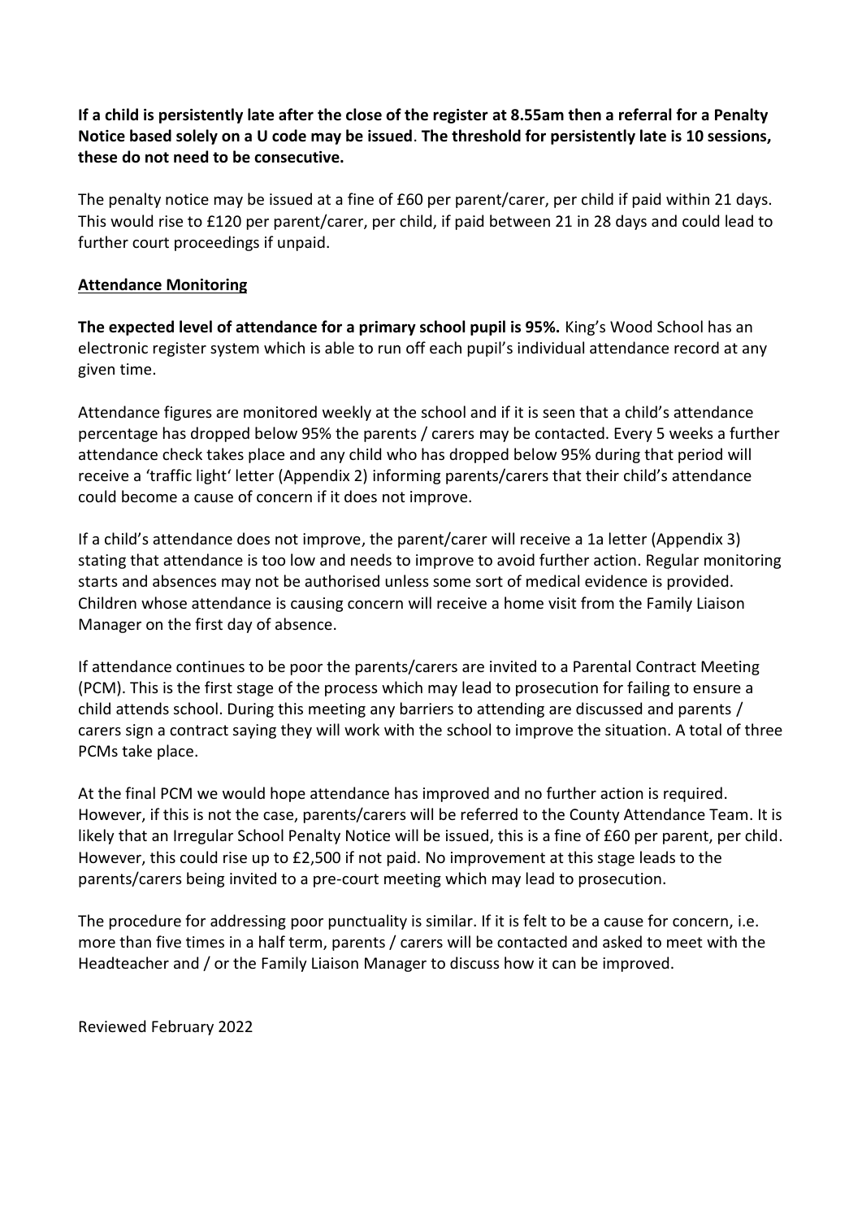**If a child is persistently late after the close of the register at 8.55am then a referral for a Penalty Notice based solely on a U code may be issued**. **The threshold for persistently late is 10 sessions, these do not need to be consecutive.**

The penalty notice may be issued at a fine of £60 per parent/carer, per child if paid within 21 days. This would rise to £120 per parent/carer, per child, if paid between 21 in 28 days and could lead to further court proceedings if unpaid.

**Attendance Monitoring**

**The expected level of attendance for a primary school pupil is 95%.** King's Wood School has an electronic register system which is able to run off each pupil's individual attendance record at any given time.

Attendance figures are monitored weekly at the school and if it is seen that a child's attendance percentage has dropped below 95% the parents / carers may be contacted. Every 5 weeks a further attendance check takes place and any child who has dropped below 95% during that period will receive a 'traffic light' letter (Appendix 2) informing parents/carers that their child's attendance could become a cause of concern if it does not improve.

If a child's attendance does not improve, the parent/carer will receive a 1a letter (Appendix 3) stating that attendance is too low and needs to improve to avoid further action. Regular monitoring starts and absences may not be authorised unless some sort of medical evidence is provided. Children whose attendance is causing concern will receive a home visit from the Family Liaison Manager on the first day of absence.

If attendance continues to be poor the parents/carers are invited to a Parental Contract Meeting (PCM). This is the first stage of the process which may lead to prosecution for failing to ensure a child attends school. During this meeting any barriers to attending are discussed and parents / carers sign a contract saying they will work with the school to improve the situation. A total of three PCMs take place.

At the final PCM we would hope attendance has improved and no further action is required. However, if this is not the case, parents/carers will be referred to the County Attendance Team. It is likely that an Irregular School Penalty Notice will be issued, this is a fine of £60 per parent, per child. However, this could rise up to £2,500 if not paid. No improvement at this stage leads to the parents/carers being invited to a pre-court meeting which may lead to prosecution.

The procedure for addressing poor punctuality is similar. If it is felt to be a cause for concern, i.e. more than five times in a half term, parents / carers will be contacted and asked to meet with the Headteacher and / or the Family Liaison Manager to discuss how it can be improved.

Reviewed February 2022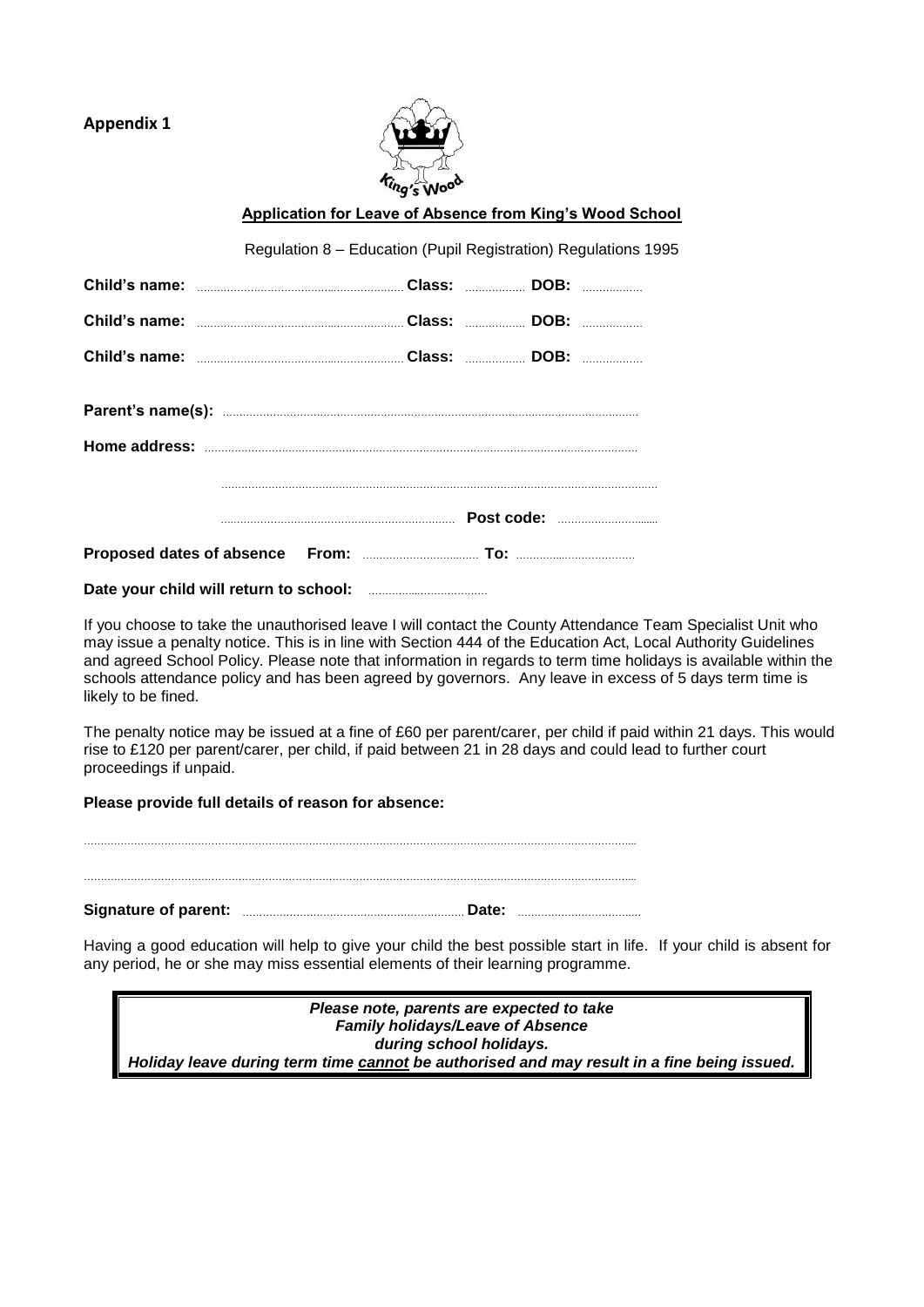**Appendix 1**

**Application for Leave of Absence from King's Wood School**

Regulation 8 – Education (Pupil Registration) Regulations 1995

**Child's name:** ............................................................ **Class:** .................. **DOB:** ..................

**Child's name:** ............................................................ **Class:** .................. **DOB:** ..................

**Child's name:** ............................................................ **Class:** .................. **DOB:** ..................

**Parent's name(s):** ..........................................................................................................................

**Home address:** ..............................................................................................................................

.................................................................................................................................

..................................................................... **Post code:** ...............................

**Proposed dates of absence From:** .................................. **To:** ...................................

**Date your child will return to school:** ...................................

If you choose to take the unauthorised leave I will contact the County Attendance Team Specialist Unit who may issue a penalty notice. This is in line with Section 444 of the Education Act, Local Authority Guidelines and agreed School Policy. Please note that information in regards to term time holidays is available within the schools attendance policy and has been agreed by governors. Any leave in excess of 5 days term time is likely to be fined.

The penalty notice may be issued at a fine of £60 per parent/carer, per child if paid within 21 days. This would rise to £120 per parent/carer, per child, if paid between 21 in 28 days and could lead to further court proceedings if unpaid.

**Please provide full details of reason for absence:**

.................................................................................................................................................................

.................................................................................................................................................................

**Signature of parent:** ................................................................ **Date:** ....................................

Having a good education will help to give your child the best possible start in life. If your child is absent for any period, he or she may miss essential elements of their learning programme.

> ***Please note, parents are expected to take***
> ***Family holidays/Leave of Absence***
> ***during school holidays.***
> ***Holiday leave during term time <u>cannot</u> be authorised and may result in a fine being issued.***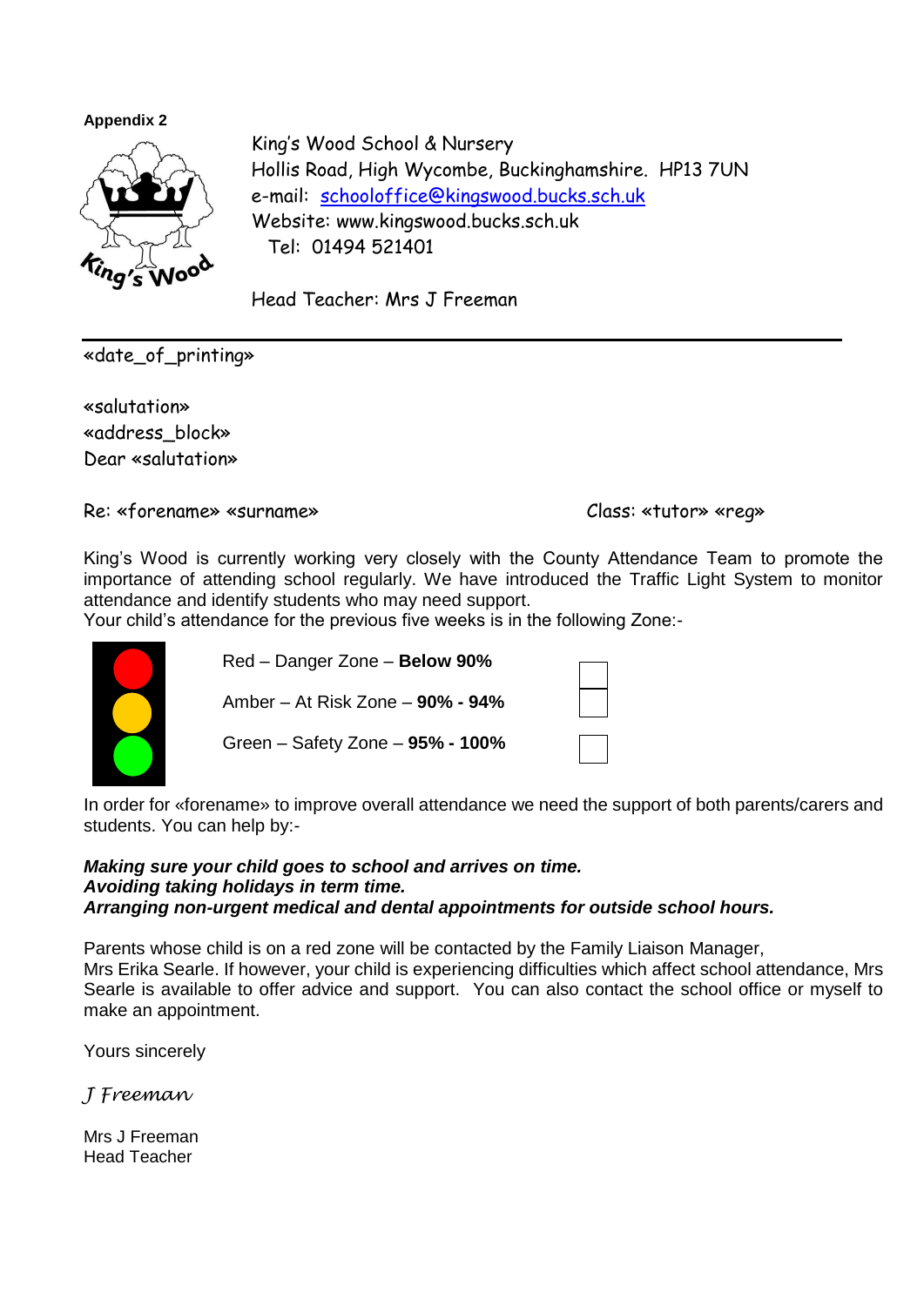**Appendix 2**

King's Wood School & Nursery
Hollis Road, High Wycombe, Buckinghamshire. HP13 7UN
e-mail: schooloffice@kingswood.bucks.sch.uk
Website: www.kingswood.bucks.sch.uk
Tel: 01494 521401

Head Teacher: Mrs J Freeman

---

«date_of_printing»

«salutation»
«address_block»
Dear «salutation»

Re: «forename» «surname» Class: «tutor» «reg»

King's Wood is currently working very closely with the County Attendance Team to promote the importance of attending school regularly. We have introduced the Traffic Light System to monitor attendance and identify students who may need support.
Your child's attendance for the previous five weeks is in the following Zone:-

| Zone | |
|---|---|
| Red – Danger Zone – **Below 90%** | ☐ |
| Amber – At Risk Zone – **90% - 94%** | ☐ |
| Green – Safety Zone – **95% - 100%** | ☐ |

In order for «forename» to improve overall attendance we need the support of both parents/carers and students. You can help by:-

***Making sure your child goes to school and arrives on time.***
***Avoiding taking holidays in term time.***
***Arranging non-urgent medical and dental appointments for outside school hours.***

Parents whose child is on a red zone will be contacted by the Family Liaison Manager, Mrs Erika Searle. If however, your child is experiencing difficulties which affect school attendance, Mrs Searle is available to offer advice and support. You can also contact the school office or myself to make an appointment.

Yours sincerely

*J Freeman*

Mrs J Freeman
Head Teacher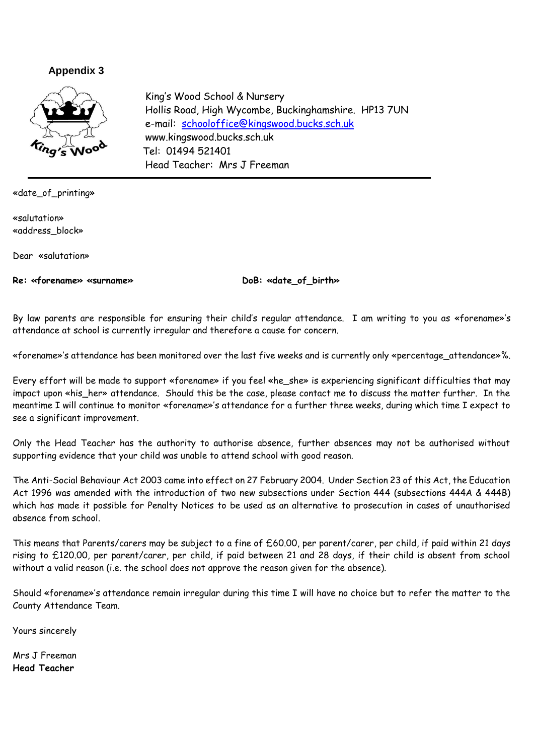**Appendix 3**

King's Wood School & Nursery
Hollis Road, High Wycombe, Buckinghamshire. HP13 7UN
e-mail: schooloffice@kingswood.bucks.sch.uk
www.kingswood.bucks.sch.uk
Tel: 01494 521401
Head Teacher: Mrs J Freeman

---

«date_of_printing»

«salutation»
«address_block»

Dear «salutation»

**Re: «forename» «surname»** **DoB: «date_of_birth»**

By law parents are responsible for ensuring their child's regular attendance. I am writing to you as «forename»'s attendance at school is currently irregular and therefore a cause for concern.

«forename»'s attendance has been monitored over the last five weeks and is currently only «percentage_attendance»%.

Every effort will be made to support «forename» if you feel «he_she» is experiencing significant difficulties that may impact upon «his_her» attendance. Should this be the case, please contact me to discuss the matter further. In the meantime I will continue to monitor «forename»'s attendance for a further three weeks, during which time I expect to see a significant improvement.

Only the Head Teacher has the authority to authorise absence, further absences may not be authorised without supporting evidence that your child was unable to attend school with good reason.

The Anti-Social Behaviour Act 2003 came into effect on 27 February 2004. Under Section 23 of this Act, the Education Act 1996 was amended with the introduction of two new subsections under Section 444 (subsections 444A & 444B) which has made it possible for Penalty Notices to be used as an alternative to prosecution in cases of unauthorised absence from school.

This means that Parents/carers may be subject to a fine of £60.00, per parent/carer, per child, if paid within 21 days rising to £120.00, per parent/carer, per child, if paid between 21 and 28 days, if their child is absent from school without a valid reason (i.e. the school does not approve the reason given for the absence).

Should «forename»'s attendance remain irregular during this time I will have no choice but to refer the matter to the County Attendance Team.

Yours sincerely

Mrs J Freeman
**Head Teacher**